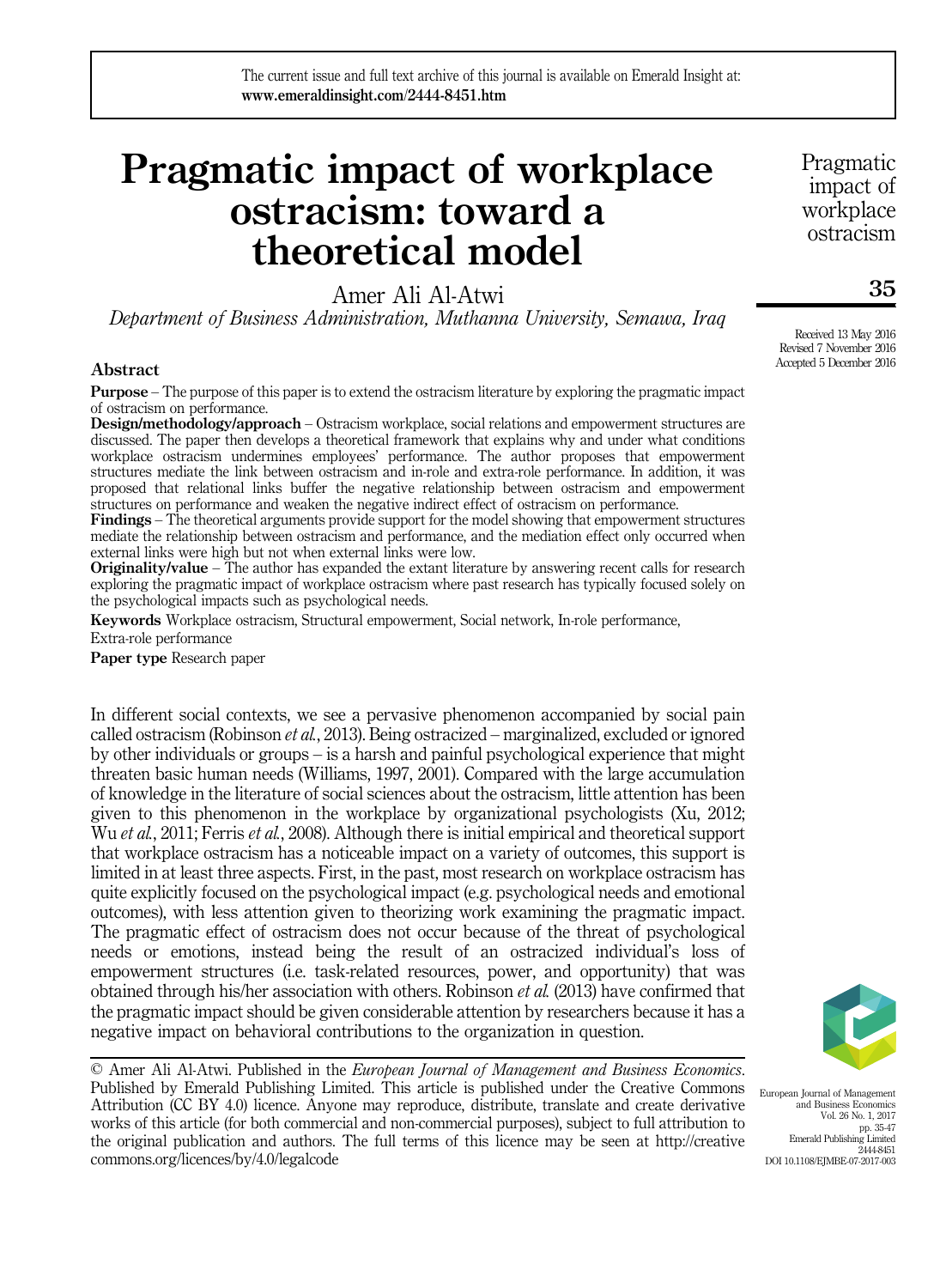The current issue and full text archive of this journal is available on Emerald Insight at: **www.emeraldinsight.com/2444-8451.htm**

# Pragmatic impact of workplace ostracism: toward a theoretical model

Amer Ali Al-Atwi

*Department of Business Administration, Muthanna University, Semawa, Iraq*

Received 13 May 2016
Revised 7 November 2016
Accepted 5 December 2016

## Abstract

**Purpose** – The purpose of this paper is to extend the ostracism literature by exploring the pragmatic impact of ostracism on performance.

**Design/methodology/approach** – Ostracism workplace, social relations and empowerment structures are discussed. The paper then develops a theoretical framework that explains why and under what conditions workplace ostracism undermines employees' performance. The author proposes that empowerment structures mediate the link between ostracism and in-role and extra-role performance. In addition, it was proposed that relational links buffer the negative relationship between ostracism and empowerment structures on performance and weaken the negative indirect effect of ostracism on performance.

**Findings** – The theoretical arguments provide support for the model showing that empowerment structures mediate the relationship between ostracism and performance, and the mediation effect only occurred when external links were high but not when external links were low.

**Originality/value** – The author has expanded the extant literature by answering recent calls for research exploring the pragmatic impact of workplace ostracism where past research has typically focused solely on the psychological impacts such as psychological needs.

**Keywords** Workplace ostracism, Structural empowerment, Social network, In-role performance, Extra-role performance

**Paper type** Research paper

In different social contexts, we see a pervasive phenomenon accompanied by social pain called ostracism (Robinson *et al.*, 2013). Being ostracized – marginalized, excluded or ignored by other individuals or groups – is a harsh and painful psychological experience that might threaten basic human needs (Williams, 1997, 2001). Compared with the large accumulation of knowledge in the literature of social sciences about the ostracism, little attention has been given to this phenomenon in the workplace by organizational psychologists (Xu, 2012; Wu *et al.*, 2011; Ferris *et al.*, 2008). Although there is initial empirical and theoretical support that workplace ostracism has a noticeable impact on a variety of outcomes, this support is limited in at least three aspects. First, in the past, most research on workplace ostracism has quite explicitly focused on the psychological impact (e.g. psychological needs and emotional outcomes), with less attention given to theorizing work examining the pragmatic impact. The pragmatic effect of ostracism does not occur because of the threat of psychological needs or emotions, instead being the result of an ostracized individual's loss of empowerment structures (i.e. task-related resources, power, and opportunity) that was obtained through his/her association with others. Robinson *et al.* (2013) have confirmed that the pragmatic impact should be given considerable attention by researchers because it has a negative impact on behavioral contributions to the organization in question.

© Amer Ali Al-Atwi. Published in the *European Journal of Management and Business Economics*. Published by Emerald Publishing Limited. This article is published under the Creative Commons Attribution (CC BY 4.0) licence. Anyone may reproduce, distribute, translate and create derivative works of this article (for both commercial and non-commercial purposes), subject to full attribution to the original publication and authors. The full terms of this licence may be seen at http://creativecommons.org/licences/by/4.0/legalcode

European Journal of Management and Business Economics
Vol. 26 No. 1, 2017
pp. 35-47
Emerald Publishing Limited
2444-8451
DOI 10.1108/EJMBE-07-2017-003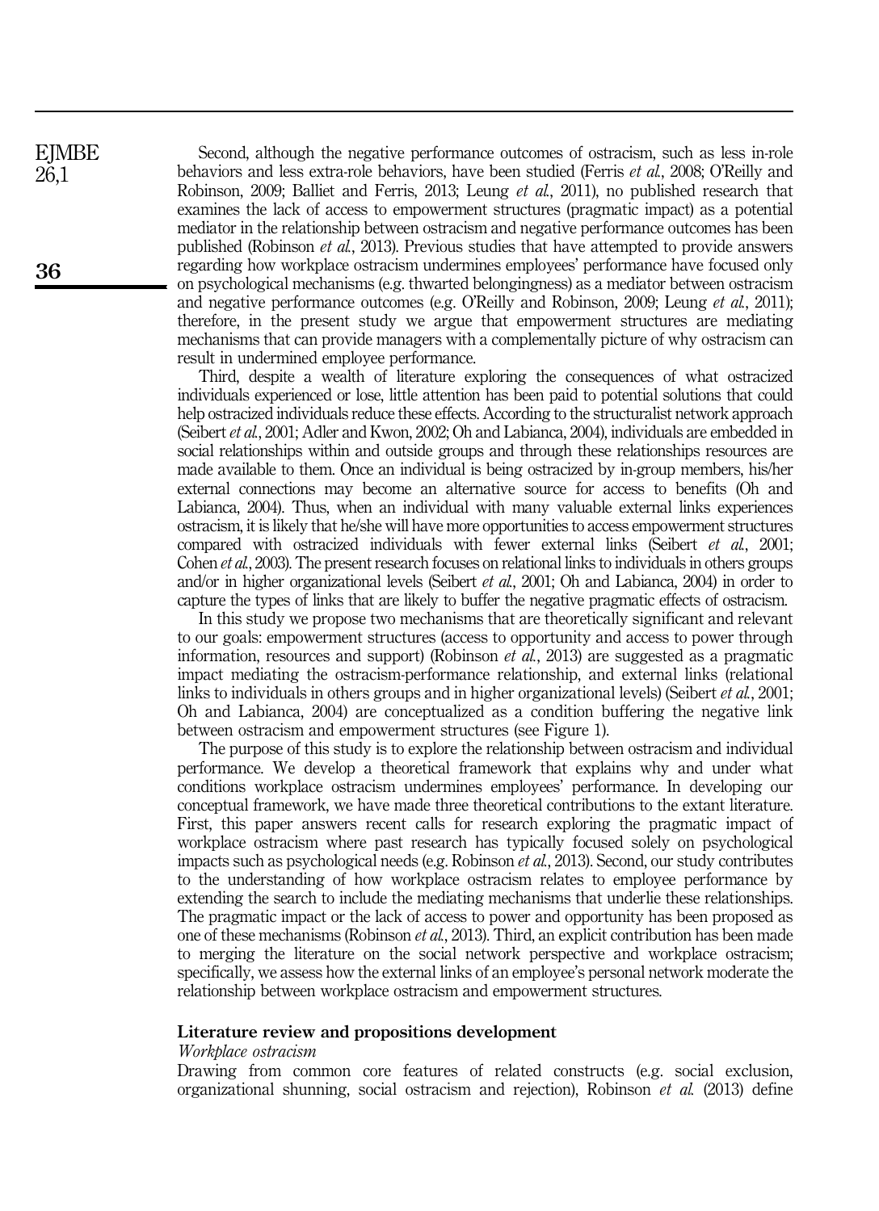Second, although the negative performance outcomes of ostracism, such as less in-role behaviors and less extra-role behaviors, have been studied (Ferris *et al.*, 2008; O'Reilly and Robinson, 2009; Balliet and Ferris, 2013; Leung *et al.*, 2011), no published research that examines the lack of access to empowerment structures (pragmatic impact) as a potential mediator in the relationship between ostracism and negative performance outcomes has been published (Robinson *et al.*, 2013). Previous studies that have attempted to provide answers regarding how workplace ostracism undermines employees' performance have focused only on psychological mechanisms (e.g. thwarted belongingness) as a mediator between ostracism and negative performance outcomes (e.g. O'Reilly and Robinson, 2009; Leung *et al.*, 2011); therefore, in the present study we argue that empowerment structures are mediating mechanisms that can provide managers with a complementally picture of why ostracism can result in undermined employee performance.

Third, despite a wealth of literature exploring the consequences of what ostracized individuals experienced or lose, little attention has been paid to potential solutions that could help ostracized individuals reduce these effects. According to the structuralist network approach (Seibert *et al.*, 2001; Adler and Kwon, 2002; Oh and Labianca, 2004), individuals are embedded in social relationships within and outside groups and through these relationships resources are made available to them. Once an individual is being ostracized by in-group members, his/her external connections may become an alternative source for access to benefits (Oh and Labianca, 2004). Thus, when an individual with many valuable external links experiences ostracism, it is likely that he/she will have more opportunities to access empowerment structures compared with ostracized individuals with fewer external links (Seibert *et al.*, 2001; Cohen *et al.*, 2003). The present research focuses on relational links to individuals in others groups and/or in higher organizational levels (Seibert *et al.*, 2001; Oh and Labianca, 2004) in order to capture the types of links that are likely to buffer the negative pragmatic effects of ostracism.

In this study we propose two mechanisms that are theoretically significant and relevant to our goals: empowerment structures (access to opportunity and access to power through information, resources and support) (Robinson *et al.*, 2013) are suggested as a pragmatic impact mediating the ostracism-performance relationship, and external links (relational links to individuals in others groups and in higher organizational levels) (Seibert *et al.*, 2001; Oh and Labianca, 2004) are conceptualized as a condition buffering the negative link between ostracism and empowerment structures (see Figure 1).

The purpose of this study is to explore the relationship between ostracism and individual performance. We develop a theoretical framework that explains why and under what conditions workplace ostracism undermines employees' performance. In developing our conceptual framework, we have made three theoretical contributions to the extant literature. First, this paper answers recent calls for research exploring the pragmatic impact of workplace ostracism where past research has typically focused solely on psychological impacts such as psychological needs (e.g. Robinson *et al.*, 2013). Second, our study contributes to the understanding of how workplace ostracism relates to employee performance by extending the search to include the mediating mechanisms that underlie these relationships. The pragmatic impact or the lack of access to power and opportunity has been proposed as one of these mechanisms (Robinson *et al.*, 2013). Third, an explicit contribution has been made to merging the literature on the social network perspective and workplace ostracism; specifically, we assess how the external links of an employee's personal network moderate the relationship between workplace ostracism and empowerment structures.

## Literature review and propositions development

### *Workplace ostracism*

Drawing from common core features of related constructs (e.g. social exclusion, organizational shunning, social ostracism and rejection), Robinson *et al.* (2013) define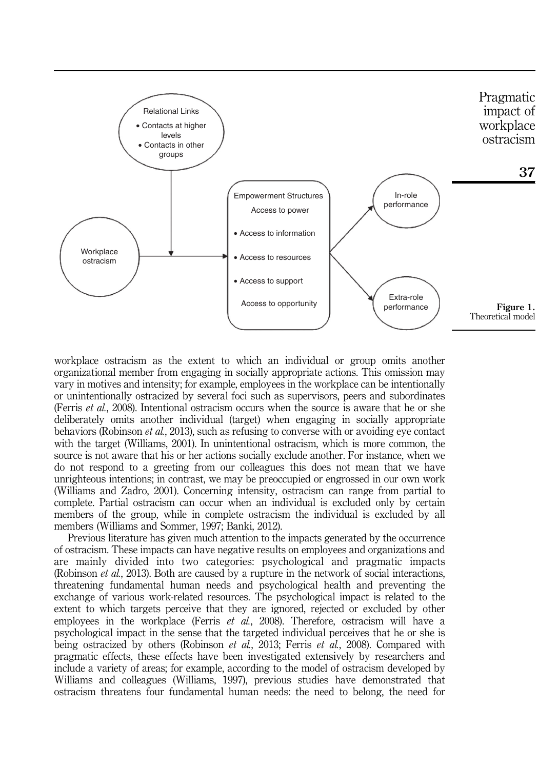Figure 1.
Theoretical model

workplace ostracism as the extent to which an individual or group omits another organizational member from engaging in socially appropriate actions. This omission may vary in motives and intensity; for example, employees in the workplace can be intentionally or unintentionally ostracized by several foci such as supervisors, peers and subordinates (Ferris *et al.*, 2008). Intentional ostracism occurs when the source is aware that he or she deliberately omits another individual (target) when engaging in socially appropriate behaviors (Robinson *et al.*, 2013), such as refusing to converse with or avoiding eye contact with the target (Williams, 2001). In unintentional ostracism, which is more common, the source is not aware that his or her actions socially exclude another. For instance, when we do not respond to a greeting from our colleagues this does not mean that we have unrighteous intentions; in contrast, we may be preoccupied or engrossed in our own work (Williams and Zadro, 2001). Concerning intensity, ostracism can range from partial to complete. Partial ostracism can occur when an individual is excluded only by certain members of the group, while in complete ostracism the individual is excluded by all members (Williams and Sommer, 1997; Banki, 2012).

Previous literature has given much attention to the impacts generated by the occurrence of ostracism. These impacts can have negative results on employees and organizations and are mainly divided into two categories: psychological and pragmatic impacts (Robinson *et al.*, 2013). Both are caused by a rupture in the network of social interactions, threatening fundamental human needs and psychological health and preventing the exchange of various work-related resources. The psychological impact is related to the extent to which targets perceive that they are ignored, rejected or excluded by other employees in the workplace (Ferris *et al.*, 2008). Therefore, ostracism will have a psychological impact in the sense that the targeted individual perceives that he or she is being ostracized by others (Robinson *et al.*, 2013; Ferris *et al.*, 2008). Compared with pragmatic effects, these effects have been investigated extensively by researchers and include a variety of areas; for example, according to the model of ostracism developed by Williams and colleagues (Williams, 1997), previous studies have demonstrated that ostracism threatens four fundamental human needs: the need to belong, the need for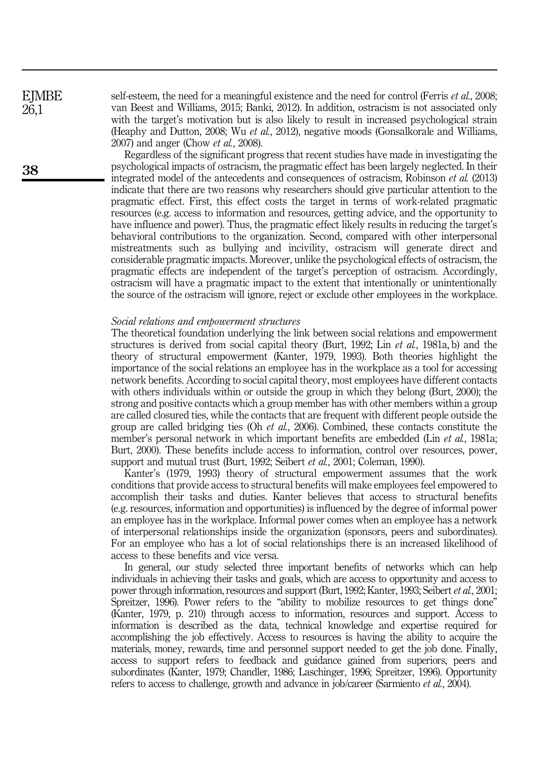self-esteem, the need for a meaningful existence and the need for control (Ferris *et al.*, 2008; van Beest and Williams, 2015; Banki, 2012). In addition, ostracism is not associated only with the target's motivation but is also likely to result in increased psychological strain (Heaphy and Dutton, 2008; Wu *et al.*, 2012), negative moods (Gonsalkorale and Williams, 2007) and anger (Chow *et al.*, 2008).

Regardless of the significant progress that recent studies have made in investigating the psychological impacts of ostracism, the pragmatic effect has been largely neglected. In their integrated model of the antecedents and consequences of ostracism, Robinson *et al.* (2013) indicate that there are two reasons why researchers should give particular attention to the pragmatic effect. First, this effect costs the target in terms of work-related pragmatic resources (e.g. access to information and resources, getting advice, and the opportunity to have influence and power). Thus, the pragmatic effect likely results in reducing the target's behavioral contributions to the organization. Second, compared with other interpersonal mistreatments such as bullying and incivility, ostracism will generate direct and considerable pragmatic impacts. Moreover, unlike the psychological effects of ostracism, the pragmatic effects are independent of the target's perception of ostracism. Accordingly, ostracism will have a pragmatic impact to the extent that intentionally or unintentionally the source of the ostracism will ignore, reject or exclude other employees in the workplace.

### *Social relations and empowerment structures*

The theoretical foundation underlying the link between social relations and empowerment structures is derived from social capital theory (Burt, 1992; Lin *et al.*, 1981a, b) and the theory of structural empowerment (Kanter, 1979, 1993). Both theories highlight the importance of the social relations an employee has in the workplace as a tool for accessing network benefits. According to social capital theory, most employees have different contacts with others individuals within or outside the group in which they belong (Burt, 2000); the strong and positive contacts which a group member has with other members within a group are called closured ties, while the contacts that are frequent with different people outside the group are called bridging ties (Oh *et al.*, 2006). Combined, these contacts constitute the member's personal network in which important benefits are embedded (Lin *et al.*, 1981a; Burt, 2000). These benefits include access to information, control over resources, power, support and mutual trust (Burt, 1992; Seibert *et al.*, 2001; Coleman, 1990).

Kanter's (1979, 1993) theory of structural empowerment assumes that the work conditions that provide access to structural benefits will make employees feel empowered to accomplish their tasks and duties. Kanter believes that access to structural benefits (e.g. resources, information and opportunities) is influenced by the degree of informal power an employee has in the workplace. Informal power comes when an employee has a network of interpersonal relationships inside the organization (sponsors, peers and subordinates). For an employee who has a lot of social relationships there is an increased likelihood of access to these benefits and vice versa.

In general, our study selected three important benefits of networks which can help individuals in achieving their tasks and goals, which are access to opportunity and access to power through information, resources and support (Burt, 1992; Kanter, 1993; Seibert *et al.*, 2001; Spreitzer, 1996). Power refers to the "ability to mobilize resources to get things done" (Kanter, 1979, p. 210) through access to information, resources and support. Access to information is described as the data, technical knowledge and expertise required for accomplishing the job effectively. Access to resources is having the ability to acquire the materials, money, rewards, time and personnel support needed to get the job done. Finally, access to support refers to feedback and guidance gained from superiors, peers and subordinates (Kanter, 1979; Chandler, 1986; Laschinger, 1996; Spreitzer, 1996). Opportunity refers to access to challenge, growth and advance in job/career (Sarmiento *et al.*, 2004).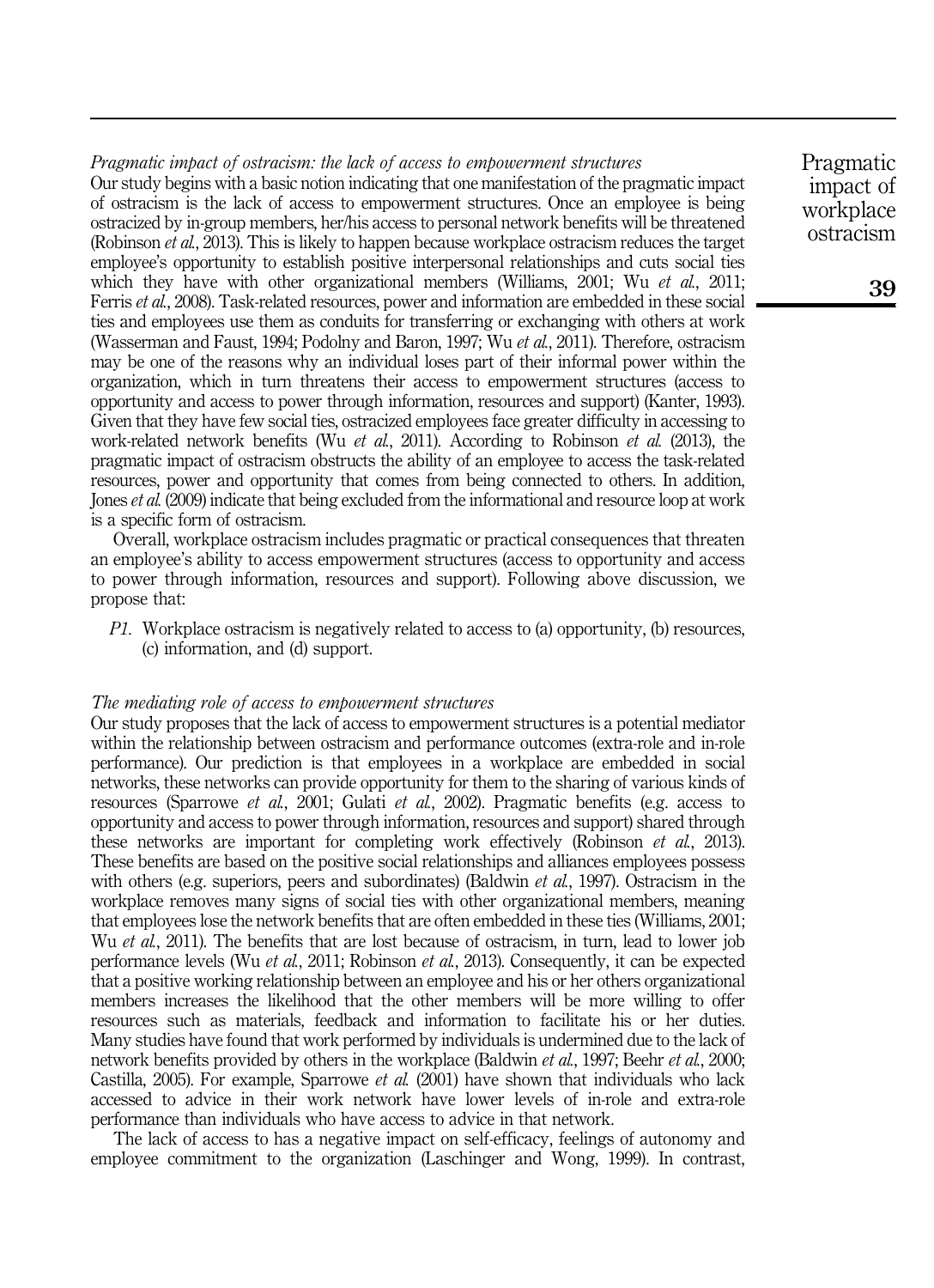*Pragmatic impact of ostracism: the lack of access to empowerment structures*

Our study begins with a basic notion indicating that one manifestation of the pragmatic impact of ostracism is the lack of access to empowerment structures. Once an employee is being ostracized by in-group members, her/his access to personal network benefits will be threatened (Robinson *et al.*, 2013). This is likely to happen because workplace ostracism reduces the target employee's opportunity to establish positive interpersonal relationships and cuts social ties which they have with other organizational members (Williams, 2001; Wu *et al.*, 2011; Ferris *et al.*, 2008). Task-related resources, power and information are embedded in these social ties and employees use them as conduits for transferring or exchanging with others at work (Wasserman and Faust, 1994; Podolny and Baron, 1997; Wu *et al.*, 2011). Therefore, ostracism may be one of the reasons why an individual loses part of their informal power within the organization, which in turn threatens their access to empowerment structures (access to opportunity and access to power through information, resources and support) (Kanter, 1993). Given that they have few social ties, ostracized employees face greater difficulty in accessing to work-related network benefits (Wu *et al.*, 2011). According to Robinson *et al.* (2013), the pragmatic impact of ostracism obstructs the ability of an employee to access the task-related resources, power and opportunity that comes from being connected to others. In addition, Jones *et al.* (2009) indicate that being excluded from the informational and resource loop at work is a specific form of ostracism.

Overall, workplace ostracism includes pragmatic or practical consequences that threaten an employee's ability to access empowerment structures (access to opportunity and access to power through information, resources and support). Following above discussion, we propose that:

*P1.* Workplace ostracism is negatively related to access to (a) opportunity, (b) resources, (c) information, and (d) support.

*The mediating role of access to empowerment structures*

Our study proposes that the lack of access to empowerment structures is a potential mediator within the relationship between ostracism and performance outcomes (extra-role and in-role performance). Our prediction is that employees in a workplace are embedded in social networks, these networks can provide opportunity for them to the sharing of various kinds of resources (Sparrowe *et al.*, 2001; Gulati *et al.*, 2002). Pragmatic benefits (e.g. access to opportunity and access to power through information, resources and support) shared through these networks are important for completing work effectively (Robinson *et al.*, 2013). These benefits are based on the positive social relationships and alliances employees possess with others (e.g. superiors, peers and subordinates) (Baldwin *et al.*, 1997). Ostracism in the workplace removes many signs of social ties with other organizational members, meaning that employees lose the network benefits that are often embedded in these ties (Williams, 2001; Wu *et al.*, 2011). The benefits that are lost because of ostracism, in turn, lead to lower job performance levels (Wu *et al.*, 2011; Robinson *et al.*, 2013). Consequently, it can be expected that a positive working relationship between an employee and his or her others organizational members increases the likelihood that the other members will be more willing to offer resources such as materials, feedback and information to facilitate his or her duties. Many studies have found that work performed by individuals is undermined due to the lack of network benefits provided by others in the workplace (Baldwin *et al.*, 1997; Beehr *et al.*, 2000; Castilla, 2005). For example, Sparrowe *et al.* (2001) have shown that individuals who lack accessed to advice in their work network have lower levels of in-role and extra-role performance than individuals who have access to advice in that network.

The lack of access to has a negative impact on self-efficacy, feelings of autonomy and employee commitment to the organization (Laschinger and Wong, 1999). In contrast,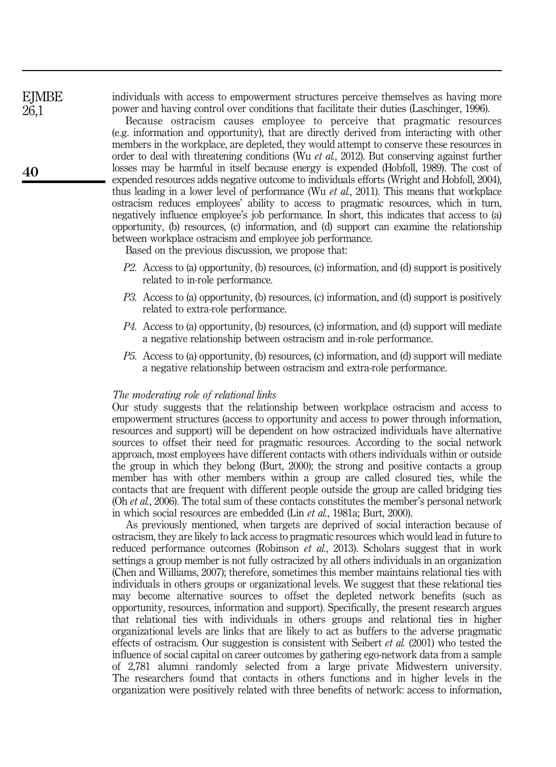individuals with access to empowerment structures perceive themselves as having more power and having control over conditions that facilitate their duties (Laschinger, 1996).

Because ostracism causes employee to perceive that pragmatic resources (e.g. information and opportunity), that are directly derived from interacting with other members in the workplace, are depleted, they would attempt to conserve these resources in order to deal with threatening conditions (Wu *et al.*, 2012). But conserving against further losses may be harmful in itself because energy is expended (Hobfoll, 1989). The cost of expended resources adds negative outcome to individuals efforts (Wright and Hobfoll, 2004), thus leading in a lower level of performance (Wu *et al.*, 2011). This means that workplace ostracism reduces employees' ability to access to pragmatic resources, which in turn, negatively influence employee's job performance. In short, this indicates that access to (a) opportunity, (b) resources, (c) information, and (d) support can examine the relationship between workplace ostracism and employee job performance.

Based on the previous discussion, we propose that:

- *P2.* Access to (a) opportunity, (b) resources, (c) information, and (d) support is positively related to in-role performance.
- *P3.* Access to (a) opportunity, (b) resources, (c) information, and (d) support is positively related to extra-role performance.
- *P4.* Access to (a) opportunity, (b) resources, (c) information, and (d) support will mediate a negative relationship between ostracism and in-role performance.
- *P5.* Access to (a) opportunity, (b) resources, (c) information, and (d) support will mediate a negative relationship between ostracism and extra-role performance.

### *The moderating role of relational links*

Our study suggests that the relationship between workplace ostracism and access to empowerment structures (access to opportunity and access to power through information, resources and support) will be dependent on how ostracized individuals have alternative sources to offset their need for pragmatic resources. According to the social network approach, most employees have different contacts with others individuals within or outside the group in which they belong (Burt, 2000); the strong and positive contacts a group member has with other members within a group are called closured ties, while the contacts that are frequent with different people outside the group are called bridging ties (Oh *et al.*, 2006). The total sum of these contacts constitutes the member's personal network in which social resources are embedded (Lin *et al.*, 1981a; Burt, 2000).

As previously mentioned, when targets are deprived of social interaction because of ostracism, they are likely to lack access to pragmatic resources which would lead in future to reduced performance outcomes (Robinson *et al.*, 2013). Scholars suggest that in work settings a group member is not fully ostracized by all others individuals in an organization (Chen and Williams, 2007); therefore, sometimes this member maintains relational ties with individuals in others groups or organizational levels. We suggest that these relational ties may become alternative sources to offset the depleted network benefits (such as opportunity, resources, information and support). Specifically, the present research argues that relational ties with individuals in others groups and relational ties in higher organizational levels are links that are likely to act as buffers to the adverse pragmatic effects of ostracism. Our suggestion is consistent with Seibert *et al.* (2001) who tested the influence of social capital on career outcomes by gathering ego-network data from a sample of 2,781 alumni randomly selected from a large private Midwestern university. The researchers found that contacts in others functions and in higher levels in the organization were positively related with three benefits of network: access to information,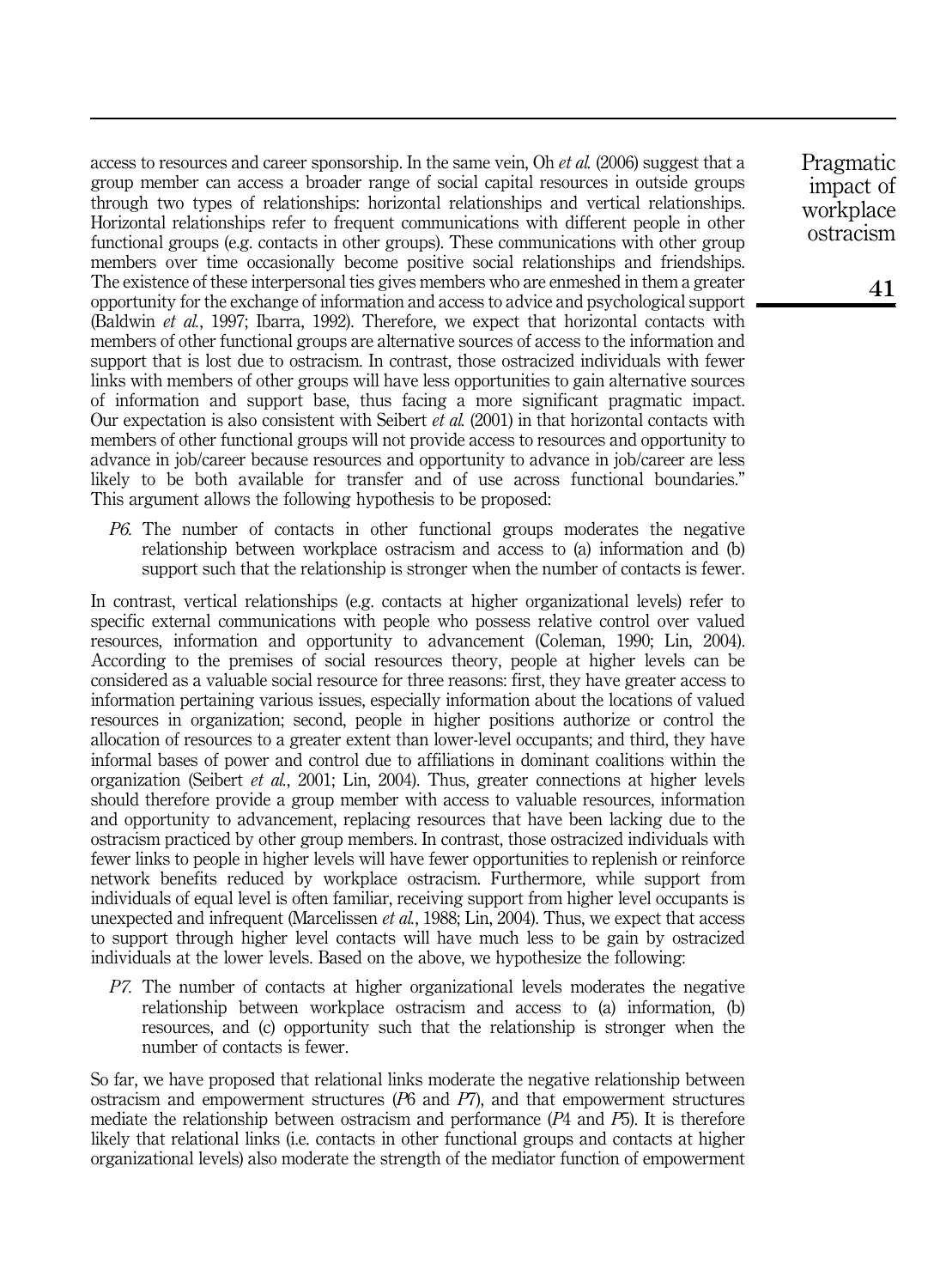access to resources and career sponsorship. In the same vein, Oh *et al.* (2006) suggest that a group member can access a broader range of social capital resources in outside groups through two types of relationships: horizontal relationships and vertical relationships. Horizontal relationships refer to frequent communications with different people in other functional groups (e.g. contacts in other groups). These communications with other group members over time occasionally become positive social relationships and friendships. The existence of these interpersonal ties gives members who are enmeshed in them a greater opportunity for the exchange of information and access to advice and psychological support (Baldwin *et al.*, 1997; Ibarra, 1992). Therefore, we expect that horizontal contacts with members of other functional groups are alternative sources of access to the information and support that is lost due to ostracism. In contrast, those ostracized individuals with fewer links with members of other groups will have less opportunities to gain alternative sources of information and support base, thus facing a more significant pragmatic impact. Our expectation is also consistent with Seibert *et al.* (2001) in that horizontal contacts with members of other functional groups will not provide access to resources and opportunity to advance in job/career because resources and opportunity to advance in job/career are less likely to be both available for transfer and of use across functional boundaries." This argument allows the following hypothesis to be proposed:

*P6*. The number of contacts in other functional groups moderates the negative relationship between workplace ostracism and access to (a) information and (b) support such that the relationship is stronger when the number of contacts is fewer.

In contrast, vertical relationships (e.g. contacts at higher organizational levels) refer to specific external communications with people who possess relative control over valued resources, information and opportunity to advancement (Coleman, 1990; Lin, 2004). According to the premises of social resources theory, people at higher levels can be considered as a valuable social resource for three reasons: first, they have greater access to information pertaining various issues, especially information about the locations of valued resources in organization; second, people in higher positions authorize or control the allocation of resources to a greater extent than lower-level occupants; and third, they have informal bases of power and control due to affiliations in dominant coalitions within the organization (Seibert *et al.*, 2001; Lin, 2004). Thus, greater connections at higher levels should therefore provide a group member with access to valuable resources, information and opportunity to advancement, replacing resources that have been lacking due to the ostracism practiced by other group members. In contrast, those ostracized individuals with fewer links to people in higher levels will have fewer opportunities to replenish or reinforce network benefits reduced by workplace ostracism. Furthermore, while support from individuals of equal level is often familiar, receiving support from higher level occupants is unexpected and infrequent (Marcelissen *et al.*, 1988; Lin, 2004). Thus, we expect that access to support through higher level contacts will have much less to be gain by ostracized individuals at the lower levels. Based on the above, we hypothesize the following:

*P7*. The number of contacts at higher organizational levels moderates the negative relationship between workplace ostracism and access to (a) information, (b) resources, and (c) opportunity such that the relationship is stronger when the number of contacts is fewer.

So far, we have proposed that relational links moderate the negative relationship between ostracism and empowerment structures (*P*6 and *P*7), and that empowerment structures mediate the relationship between ostracism and performance (*P*4 and *P*5). It is therefore likely that relational links (i.e. contacts in other functional groups and contacts at higher organizational levels) also moderate the strength of the mediator function of empowerment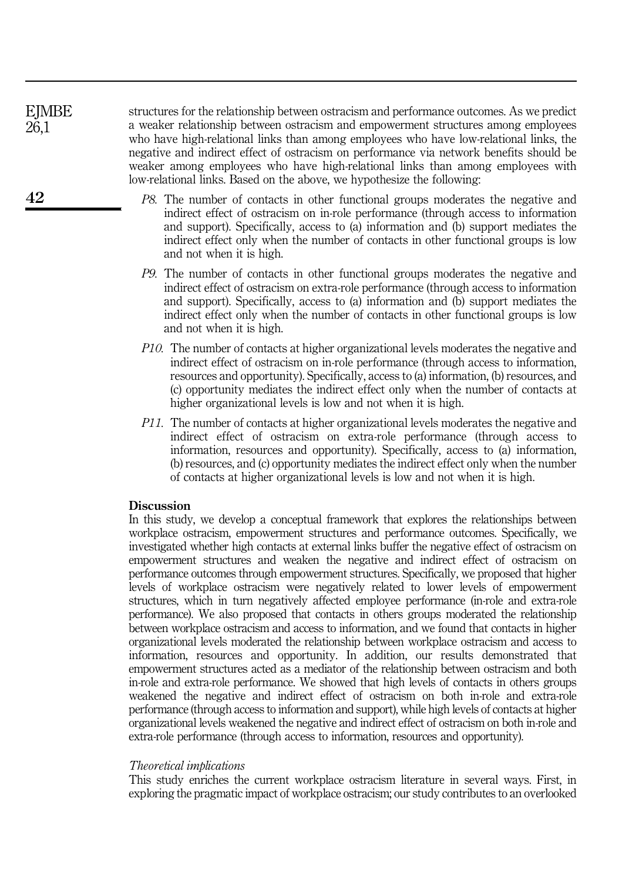structures for the relationship between ostracism and performance outcomes. As we predict a weaker relationship between ostracism and empowerment structures among employees who have high-relational links than among employees who have low-relational links, the negative and indirect effect of ostracism on performance via network benefits should be weaker among employees who have high-relational links than among employees with low-relational links. Based on the above, we hypothesize the following:

*P8.* The number of contacts in other functional groups moderates the negative and indirect effect of ostracism on in-role performance (through access to information and support). Specifically, access to (a) information and (b) support mediates the indirect effect only when the number of contacts in other functional groups is low and not when it is high.

*P9.* The number of contacts in other functional groups moderates the negative and indirect effect of ostracism on extra-role performance (through access to information and support). Specifically, access to (a) information and (b) support mediates the indirect effect only when the number of contacts in other functional groups is low and not when it is high.

*P10.* The number of contacts at higher organizational levels moderates the negative and indirect effect of ostracism on in-role performance (through access to information, resources and opportunity). Specifically, access to (a) information, (b) resources, and (c) opportunity mediates the indirect effect only when the number of contacts at higher organizational levels is low and not when it is high.

*P11.* The number of contacts at higher organizational levels moderates the negative and indirect effect of ostracism on extra-role performance (through access to information, resources and opportunity). Specifically, access to (a) information, (b) resources, and (c) opportunity mediates the indirect effect only when the number of contacts at higher organizational levels is low and not when it is high.

## Discussion

In this study, we develop a conceptual framework that explores the relationships between workplace ostracism, empowerment structures and performance outcomes. Specifically, we investigated whether high contacts at external links buffer the negative effect of ostracism on empowerment structures and weaken the negative and indirect effect of ostracism on performance outcomes through empowerment structures. Specifically, we proposed that higher levels of workplace ostracism were negatively related to lower levels of empowerment structures, which in turn negatively affected employee performance (in-role and extra-role performance). We also proposed that contacts in others groups moderated the relationship between workplace ostracism and access to information, and we found that contacts in higher organizational levels moderated the relationship between workplace ostracism and access to information, resources and opportunity. In addition, our results demonstrated that empowerment structures acted as a mediator of the relationship between ostracism and both in-role and extra-role performance. We showed that high levels of contacts in others groups weakened the negative and indirect effect of ostracism on both in-role and extra-role performance (through access to information and support), while high levels of contacts at higher organizational levels weakened the negative and indirect effect of ostracism on both in-role and extra-role performance (through access to information, resources and opportunity).

### *Theoretical implications*

This study enriches the current workplace ostracism literature in several ways. First, in exploring the pragmatic impact of workplace ostracism; our study contributes to an overlooked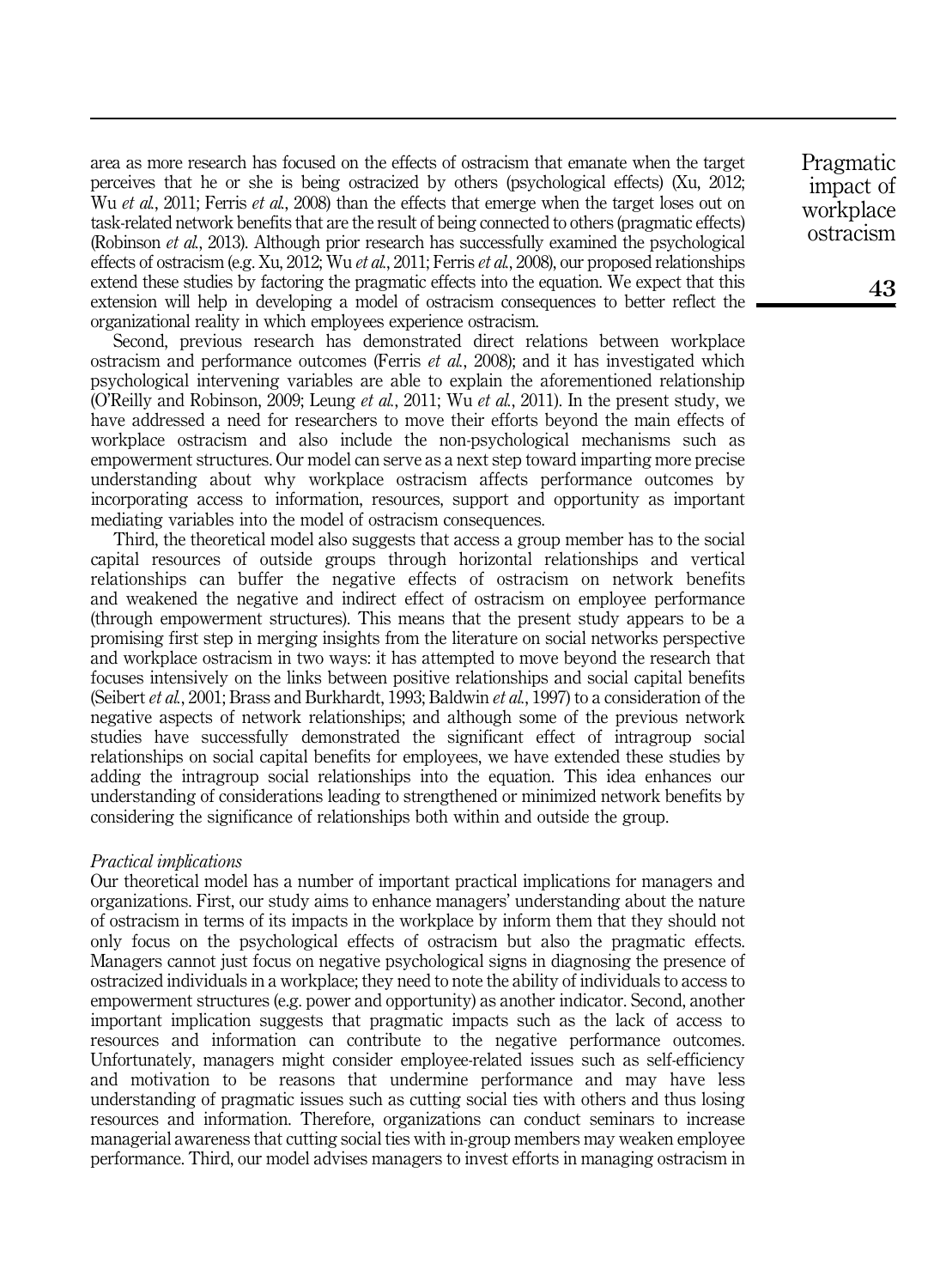area as more research has focused on the effects of ostracism that emanate when the target perceives that he or she is being ostracized by others (psychological effects) (Xu, 2012; Wu *et al.*, 2011; Ferris *et al.*, 2008) than the effects that emerge when the target loses out on task-related network benefits that are the result of being connected to others (pragmatic effects) (Robinson *et al.*, 2013). Although prior research has successfully examined the psychological effects of ostracism (e.g. Xu, 2012; Wu *et al.*, 2011; Ferris *et al.*, 2008), our proposed relationships extend these studies by factoring the pragmatic effects into the equation. We expect that this extension will help in developing a model of ostracism consequences to better reflect the organizational reality in which employees experience ostracism.

Second, previous research has demonstrated direct relations between workplace ostracism and performance outcomes (Ferris *et al.*, 2008); and it has investigated which psychological intervening variables are able to explain the aforementioned relationship (O'Reilly and Robinson, 2009; Leung *et al.*, 2011; Wu *et al.*, 2011). In the present study, we have addressed a need for researchers to move their efforts beyond the main effects of workplace ostracism and also include the non-psychological mechanisms such as empowerment structures. Our model can serve as a next step toward imparting more precise understanding about why workplace ostracism affects performance outcomes by incorporating access to information, resources, support and opportunity as important mediating variables into the model of ostracism consequences.

Third, the theoretical model also suggests that access a group member has to the social capital resources of outside groups through horizontal relationships and vertical relationships can buffer the negative effects of ostracism on network benefits and weakened the negative and indirect effect of ostracism on employee performance (through empowerment structures). This means that the present study appears to be a promising first step in merging insights from the literature on social networks perspective and workplace ostracism in two ways: it has attempted to move beyond the research that focuses intensively on the links between positive relationships and social capital benefits (Seibert *et al.*, 2001; Brass and Burkhardt, 1993; Baldwin *et al.*, 1997) to a consideration of the negative aspects of network relationships; and although some of the previous network studies have successfully demonstrated the significant effect of intragroup social relationships on social capital benefits for employees, we have extended these studies by adding the intragroup social relationships into the equation. This idea enhances our understanding of considerations leading to strengthened or minimized network benefits by considering the significance of relationships both within and outside the group.

*Practical implications*

Our theoretical model has a number of important practical implications for managers and organizations. First, our study aims to enhance managers' understanding about the nature of ostracism in terms of its impacts in the workplace by inform them that they should not only focus on the psychological effects of ostracism but also the pragmatic effects. Managers cannot just focus on negative psychological signs in diagnosing the presence of ostracized individuals in a workplace; they need to note the ability of individuals to access to empowerment structures (e.g. power and opportunity) as another indicator. Second, another important implication suggests that pragmatic impacts such as the lack of access to resources and information can contribute to the negative performance outcomes. Unfortunately, managers might consider employee-related issues such as self-efficiency and motivation to be reasons that undermine performance and may have less understanding of pragmatic issues such as cutting social ties with others and thus losing resources and information. Therefore, organizations can conduct seminars to increase managerial awareness that cutting social ties with in-group members may weaken employee performance. Third, our model advises managers to invest efforts in managing ostracism in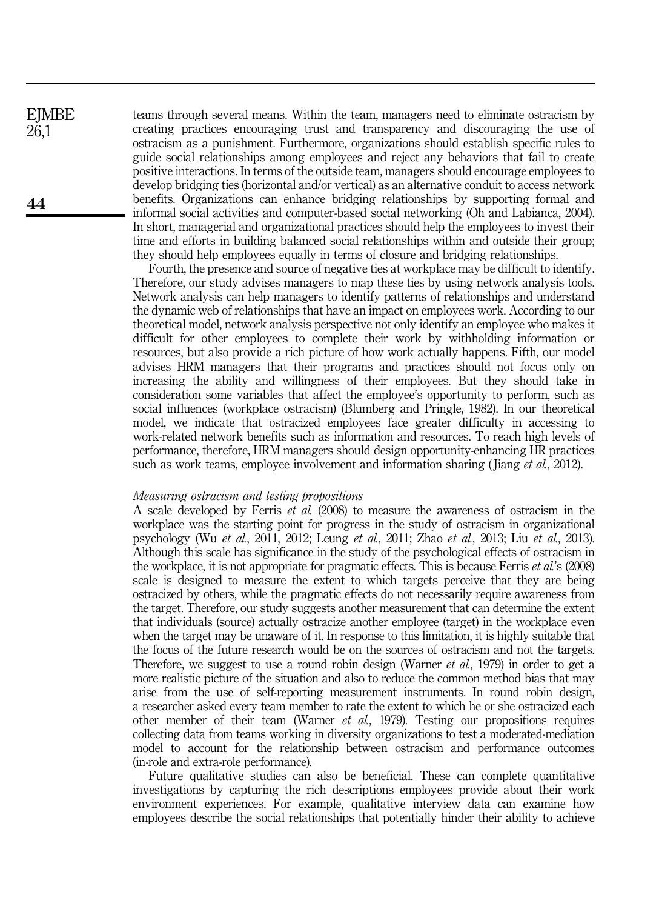teams through several means. Within the team, managers need to eliminate ostracism by creating practices encouraging trust and transparency and discouraging the use of ostracism as a punishment. Furthermore, organizations should establish specific rules to guide social relationships among employees and reject any behaviors that fail to create positive interactions. In terms of the outside team, managers should encourage employees to develop bridging ties (horizontal and/or vertical) as an alternative conduit to access network benefits. Organizations can enhance bridging relationships by supporting formal and informal social activities and computer-based social networking (Oh and Labianca, 2004). In short, managerial and organizational practices should help the employees to invest their time and efforts in building balanced social relationships within and outside their group; they should help employees equally in terms of closure and bridging relationships.

Fourth, the presence and source of negative ties at workplace may be difficult to identify. Therefore, our study advises managers to map these ties by using network analysis tools. Network analysis can help managers to identify patterns of relationships and understand the dynamic web of relationships that have an impact on employees work. According to our theoretical model, network analysis perspective not only identify an employee who makes it difficult for other employees to complete their work by withholding information or resources, but also provide a rich picture of how work actually happens. Fifth, our model advises HRM managers that their programs and practices should not focus only on increasing the ability and willingness of their employees. But they should take in consideration some variables that affect the employee's opportunity to perform, such as social influences (workplace ostracism) (Blumberg and Pringle, 1982). In our theoretical model, we indicate that ostracized employees face greater difficulty in accessing to work-related network benefits such as information and resources. To reach high levels of performance, therefore, HRM managers should design opportunity-enhancing HR practices such as work teams, employee involvement and information sharing (Jiang *et al.*, 2012).

*Measuring ostracism and testing propositions*

A scale developed by Ferris *et al.* (2008) to measure the awareness of ostracism in the workplace was the starting point for progress in the study of ostracism in organizational psychology (Wu *et al.*, 2011, 2012; Leung *et al.*, 2011; Zhao *et al.*, 2013; Liu *et al.*, 2013). Although this scale has significance in the study of the psychological effects of ostracism in the workplace, it is not appropriate for pragmatic effects. This is because Ferris *et al.*'s (2008) scale is designed to measure the extent to which targets perceive that they are being ostracized by others, while the pragmatic effects do not necessarily require awareness from the target. Therefore, our study suggests another measurement that can determine the extent that individuals (source) actually ostracize another employee (target) in the workplace even when the target may be unaware of it. In response to this limitation, it is highly suitable that the focus of the future research would be on the sources of ostracism and not the targets. Therefore, we suggest to use a round robin design (Warner *et al.*, 1979) in order to get a more realistic picture of the situation and also to reduce the common method bias that may arise from the use of self-reporting measurement instruments. In round robin design, a researcher asked every team member to rate the extent to which he or she ostracized each other member of their team (Warner *et al.*, 1979). Testing our propositions requires collecting data from teams working in diversity organizations to test a moderated-mediation model to account for the relationship between ostracism and performance outcomes (in-role and extra-role performance).

Future qualitative studies can also be beneficial. These can complete quantitative investigations by capturing the rich descriptions employees provide about their work environment experiences. For example, qualitative interview data can examine how employees describe the social relationships that potentially hinder their ability to achieve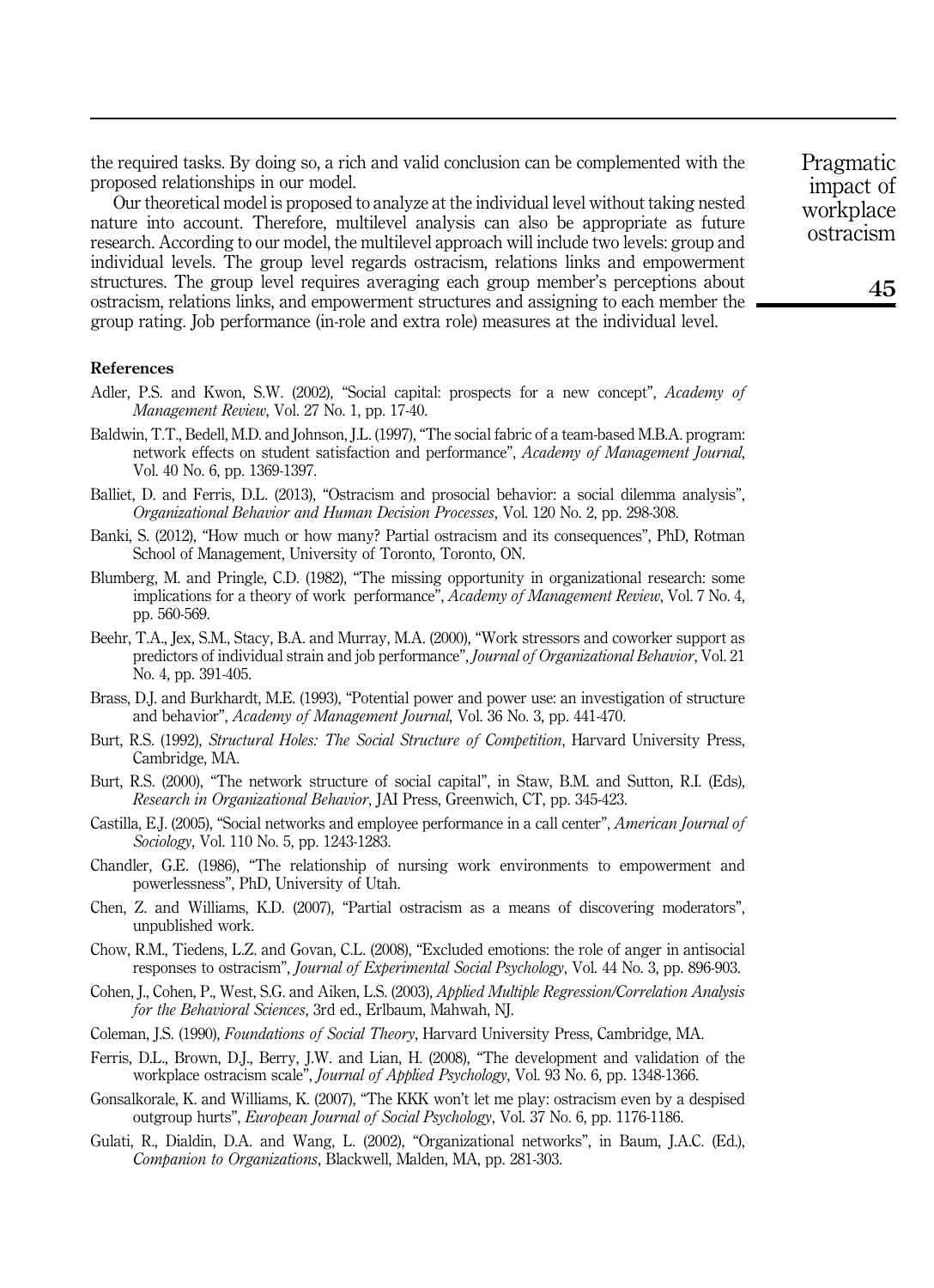the required tasks. By doing so, a rich and valid conclusion can be complemented with the proposed relationships in our model.

Our theoretical model is proposed to analyze at the individual level without taking nested nature into account. Therefore, multilevel analysis can also be appropriate as future research. According to our model, the multilevel approach will include two levels: group and individual levels. The group level regards ostracism, relations links and empowerment structures. The group level requires averaging each group member's perceptions about ostracism, relations links, and empowerment structures and assigning to each member the group rating. Job performance (in-role and extra role) measures at the individual level.

## References

Adler, P.S. and Kwon, S.W. (2002), "Social capital: prospects for a new concept", *Academy of Management Review*, Vol. 27 No. 1, pp. 17-40.

Baldwin, T.T., Bedell, M.D. and Johnson, J.L. (1997), "The social fabric of a team-based M.B.A. program: network effects on student satisfaction and performance", *Academy of Management Journal*, Vol. 40 No. 6, pp. 1369-1397.

Balliet, D. and Ferris, D.L. (2013), "Ostracism and prosocial behavior: a social dilemma analysis", *Organizational Behavior and Human Decision Processes*, Vol. 120 No. 2, pp. 298-308.

Banki, S. (2012), "How much or how many? Partial ostracism and its consequences", PhD, Rotman School of Management, University of Toronto, Toronto, ON.

Blumberg, M. and Pringle, C.D. (1982), "The missing opportunity in organizational research: some implications for a theory of work performance", *Academy of Management Review*, Vol. 7 No. 4, pp. 560-569.

Beehr, T.A., Jex, S.M., Stacy, B.A. and Murray, M.A. (2000), "Work stressors and coworker support as predictors of individual strain and job performance", *Journal of Organizational Behavior*, Vol. 21 No. 4, pp. 391-405.

Brass, D.J. and Burkhardt, M.E. (1993), "Potential power and power use: an investigation of structure and behavior", *Academy of Management Journal*, Vol. 36 No. 3, pp. 441-470.

Burt, R.S. (1992), *Structural Holes: The Social Structure of Competition*, Harvard University Press, Cambridge, MA.

Burt, R.S. (2000), "The network structure of social capital", in Staw, B.M. and Sutton, R.I. (Eds), *Research in Organizational Behavior*, JAI Press, Greenwich, CT, pp. 345-423.

Castilla, E.J. (2005), "Social networks and employee performance in a call center", *American Journal of Sociology*, Vol. 110 No. 5, pp. 1243-1283.

Chandler, G.E. (1986), "The relationship of nursing work environments to empowerment and powerlessness", PhD, University of Utah.

Chen, Z. and Williams, K.D. (2007), "Partial ostracism as a means of discovering moderators", unpublished work.

Chow, R.M., Tiedens, L.Z. and Govan, C.L. (2008), "Excluded emotions: the role of anger in antisocial responses to ostracism", *Journal of Experimental Social Psychology*, Vol. 44 No. 3, pp. 896-903.

Cohen, J., Cohen, P., West, S.G. and Aiken, L.S. (2003), *Applied Multiple Regression/Correlation Analysis for the Behavioral Sciences*, 3rd ed., Erlbaum, Mahwah, NJ.

Coleman, J.S. (1990), *Foundations of Social Theory*, Harvard University Press, Cambridge, MA.

Ferris, D.L., Brown, D.J., Berry, J.W. and Lian, H. (2008), "The development and validation of the workplace ostracism scale", *Journal of Applied Psychology*, Vol. 93 No. 6, pp. 1348-1366.

Gonsalkorale, K. and Williams, K. (2007), "The KKK won't let me play: ostracism even by a despised outgroup hurts", *European Journal of Social Psychology*, Vol. 37 No. 6, pp. 1176-1186.

Gulati, R., Dialdin, D.A. and Wang, L. (2002), "Organizational networks", in Baum, J.A.C. (Ed.), *Companion to Organizations*, Blackwell, Malden, MA, pp. 281-303.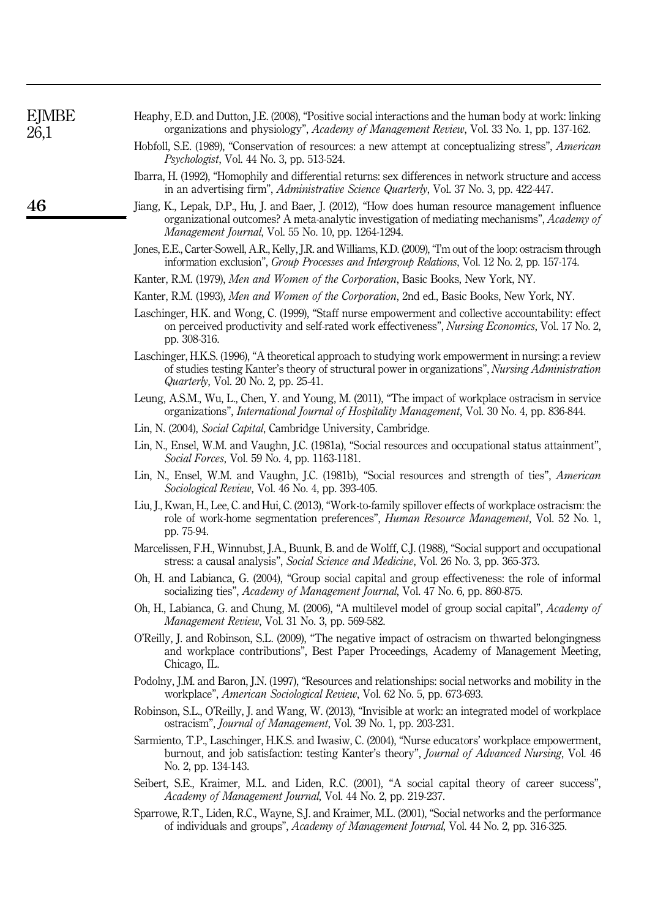Heaphy, E.D. and Dutton, J.E. (2008), "Positive social interactions and the human body at work: linking organizations and physiology", *Academy of Management Review*, Vol. 33 No. 1, pp. 137-162.

Hobfoll, S.E. (1989), "Conservation of resources: a new attempt at conceptualizing stress", *American Psychologist*, Vol. 44 No. 3, pp. 513-524.

Ibarra, H. (1992), "Homophily and differential returns: sex differences in network structure and access in an advertising firm", *Administrative Science Quarterly*, Vol. 37 No. 3, pp. 422-447.

Jiang, K., Lepak, D.P., Hu, J. and Baer, J. (2012), "How does human resource management influence organizational outcomes? A meta-analytic investigation of mediating mechanisms", *Academy of Management Journal*, Vol. 55 No. 10, pp. 1264-1294.

Jones, E.E., Carter-Sowell, A.R., Kelly, J.R. and Williams, K.D. (2009), "I'm out of the loop: ostracism through information exclusion", *Group Processes and Intergroup Relations*, Vol. 12 No. 2, pp. 157-174.

Kanter, R.M. (1979), *Men and Women of the Corporation*, Basic Books, New York, NY.

Kanter, R.M. (1993), *Men and Women of the Corporation*, 2nd ed., Basic Books, New York, NY.

Laschinger, H.K. and Wong, C. (1999), "Staff nurse empowerment and collective accountability: effect on perceived productivity and self-rated work effectiveness", *Nursing Economics*, Vol. 17 No. 2, pp. 308-316.

Laschinger, H.K.S. (1996), "A theoretical approach to studying work empowerment in nursing: a review of studies testing Kanter's theory of structural power in organizations", *Nursing Administration Quarterly*, Vol. 20 No. 2, pp. 25-41.

Leung, A.S.M., Wu, L., Chen, Y. and Young, M. (2011), "The impact of workplace ostracism in service organizations", *International Journal of Hospitality Management*, Vol. 30 No. 4, pp. 836-844.

Lin, N. (2004), *Social Capital*, Cambridge University, Cambridge.

Lin, N., Ensel, W.M. and Vaughn, J.C. (1981a), "Social resources and occupational status attainment", *Social Forces*, Vol. 59 No. 4, pp. 1163-1181.

Lin, N., Ensel, W.M. and Vaughn, J.C. (1981b), "Social resources and strength of ties", *American Sociological Review*, Vol. 46 No. 4, pp. 393-405.

Liu, J., Kwan, H., Lee, C. and Hui, C. (2013), "Work-to-family spillover effects of workplace ostracism: the role of work-home segmentation preferences", *Human Resource Management*, Vol. 52 No. 1, pp. 75-94.

Marcelissen, F.H., Winnubst, J.A., Buunk, B. and de Wolff, C.J. (1988), "Social support and occupational stress: a causal analysis", *Social Science and Medicine*, Vol. 26 No. 3, pp. 365-373.

Oh, H. and Labianca, G. (2004), "Group social capital and group effectiveness: the role of informal socializing ties", *Academy of Management Journal*, Vol. 47 No. 6, pp. 860-875.

Oh, H., Labianca, G. and Chung, M. (2006), "A multilevel model of group social capital", *Academy of Management Review*, Vol. 31 No. 3, pp. 569-582.

O'Reilly, J. and Robinson, S.L. (2009), "The negative impact of ostracism on thwarted belongingness and workplace contributions", Best Paper Proceedings, Academy of Management Meeting, Chicago, IL.

Podolny, J.M. and Baron, J.N. (1997), "Resources and relationships: social networks and mobility in the workplace", *American Sociological Review*, Vol. 62 No. 5, pp. 673-693.

Robinson, S.L., O'Reilly, J. and Wang, W. (2013), "Invisible at work: an integrated model of workplace ostracism", *Journal of Management*, Vol. 39 No. 1, pp. 203-231.

Sarmiento, T.P., Laschinger, H.K.S. and Iwasiw, C. (2004), "Nurse educators' workplace empowerment, burnout, and job satisfaction: testing Kanter's theory", *Journal of Advanced Nursing*, Vol. 46 No. 2, pp. 134-143.

Seibert, S.E., Kraimer, M.L. and Liden, R.C. (2001), "A social capital theory of career success", *Academy of Management Journal*, Vol. 44 No. 2, pp. 219-237.

Sparrowe, R.T., Liden, R.C., Wayne, S.J. and Kraimer, M.L. (2001), "Social networks and the performance of individuals and groups", *Academy of Management Journal*, Vol. 44 No. 2, pp. 316-325.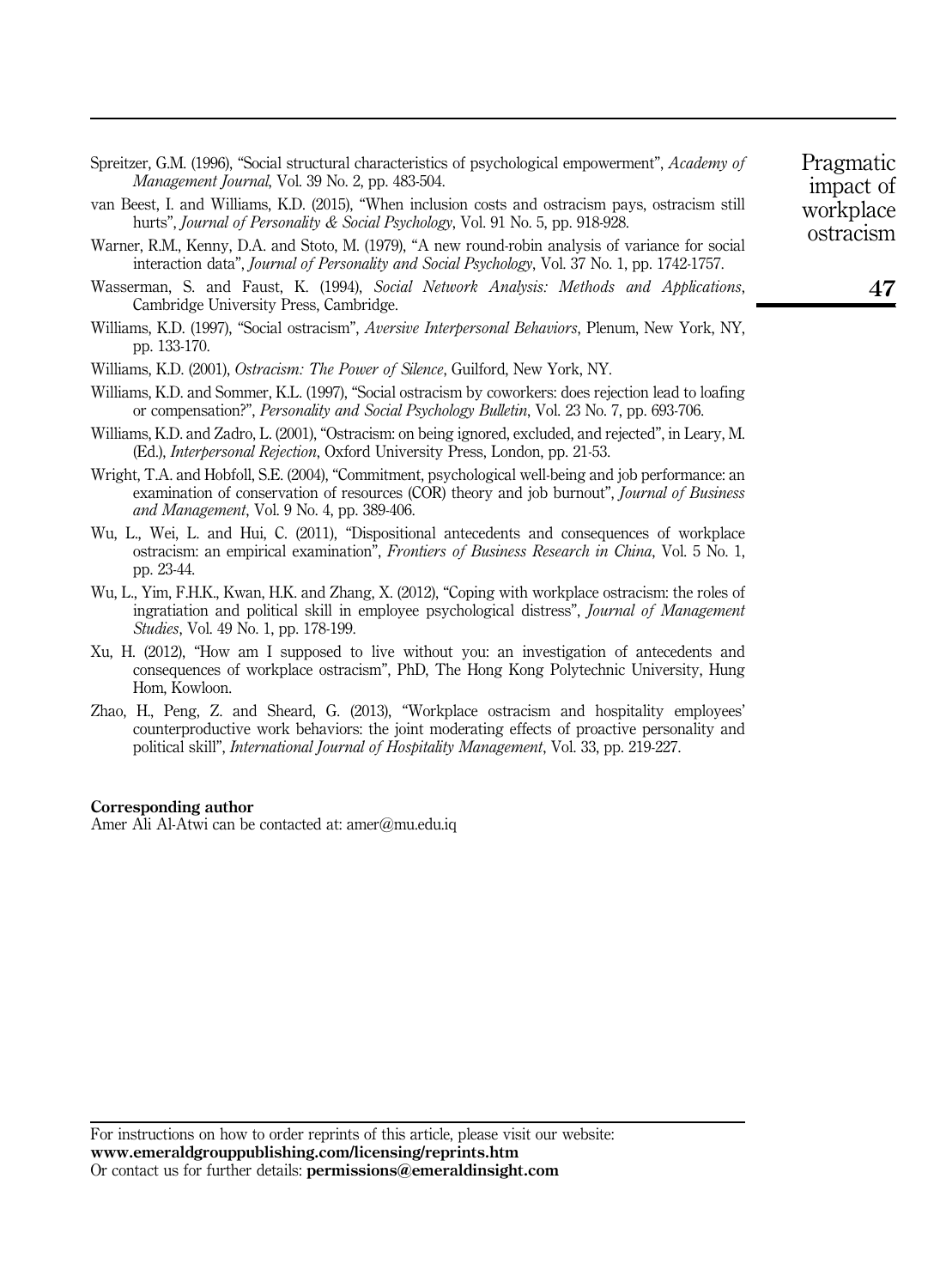Spreitzer, G.M. (1996), "Social structural characteristics of psychological empowerment", *Academy of Management Journal*, Vol. 39 No. 2, pp. 483-504.

van Beest, I. and Williams, K.D. (2015), "When inclusion costs and ostracism pays, ostracism still hurts", *Journal of Personality & Social Psychology*, Vol. 91 No. 5, pp. 918-928.

Warner, R.M., Kenny, D.A. and Stoto, M. (1979), "A new round-robin analysis of variance for social interaction data", *Journal of Personality and Social Psychology*, Vol. 37 No. 1, pp. 1742-1757.

Wasserman, S. and Faust, K. (1994), *Social Network Analysis: Methods and Applications*, Cambridge University Press, Cambridge.

Williams, K.D. (1997), "Social ostracism", *Aversive Interpersonal Behaviors*, Plenum, New York, NY, pp. 133-170.

Williams, K.D. (2001), *Ostracism: The Power of Silence*, Guilford, New York, NY.

Williams, K.D. and Sommer, K.L. (1997), "Social ostracism by coworkers: does rejection lead to loafing or compensation?", *Personality and Social Psychology Bulletin*, Vol. 23 No. 7, pp. 693-706.

Williams, K.D. and Zadro, L. (2001), "Ostracism: on being ignored, excluded, and rejected", in Leary, M. (Ed.), *Interpersonal Rejection*, Oxford University Press, London, pp. 21-53.

Wright, T.A. and Hobfoll, S.E. (2004), "Commitment, psychological well-being and job performance: an examination of conservation of resources (COR) theory and job burnout", *Journal of Business and Management*, Vol. 9 No. 4, pp. 389-406.

Wu, L., Wei, L. and Hui, C. (2011), "Dispositional antecedents and consequences of workplace ostracism: an empirical examination", *Frontiers of Business Research in China*, Vol. 5 No. 1, pp. 23-44.

Wu, L., Yim, F.H.K., Kwan, H.K. and Zhang, X. (2012), "Coping with workplace ostracism: the roles of ingratiation and political skill in employee psychological distress", *Journal of Management Studies*, Vol. 49 No. 1, pp. 178-199.

Xu, H. (2012), "How am I supposed to live without you: an investigation of antecedents and consequences of workplace ostracism", PhD, The Hong Kong Polytechnic University, Hung Hom, Kowloon.

Zhao, H., Peng, Z. and Sheard, G. (2013), "Workplace ostracism and hospitality employees' counterproductive work behaviors: the joint moderating effects of proactive personality and political skill", *International Journal of Hospitality Management*, Vol. 33, pp. 219-227.

**Corresponding author**
Amer Ali Al-Atwi can be contacted at: amer@mu.edu.iq

For instructions on how to order reprints of this article, please visit our website:
**www.emeraldgrouppublishing.com/licensing/reprints.htm**
Or contact us for further details: **permissions@emeraldinsight.com**